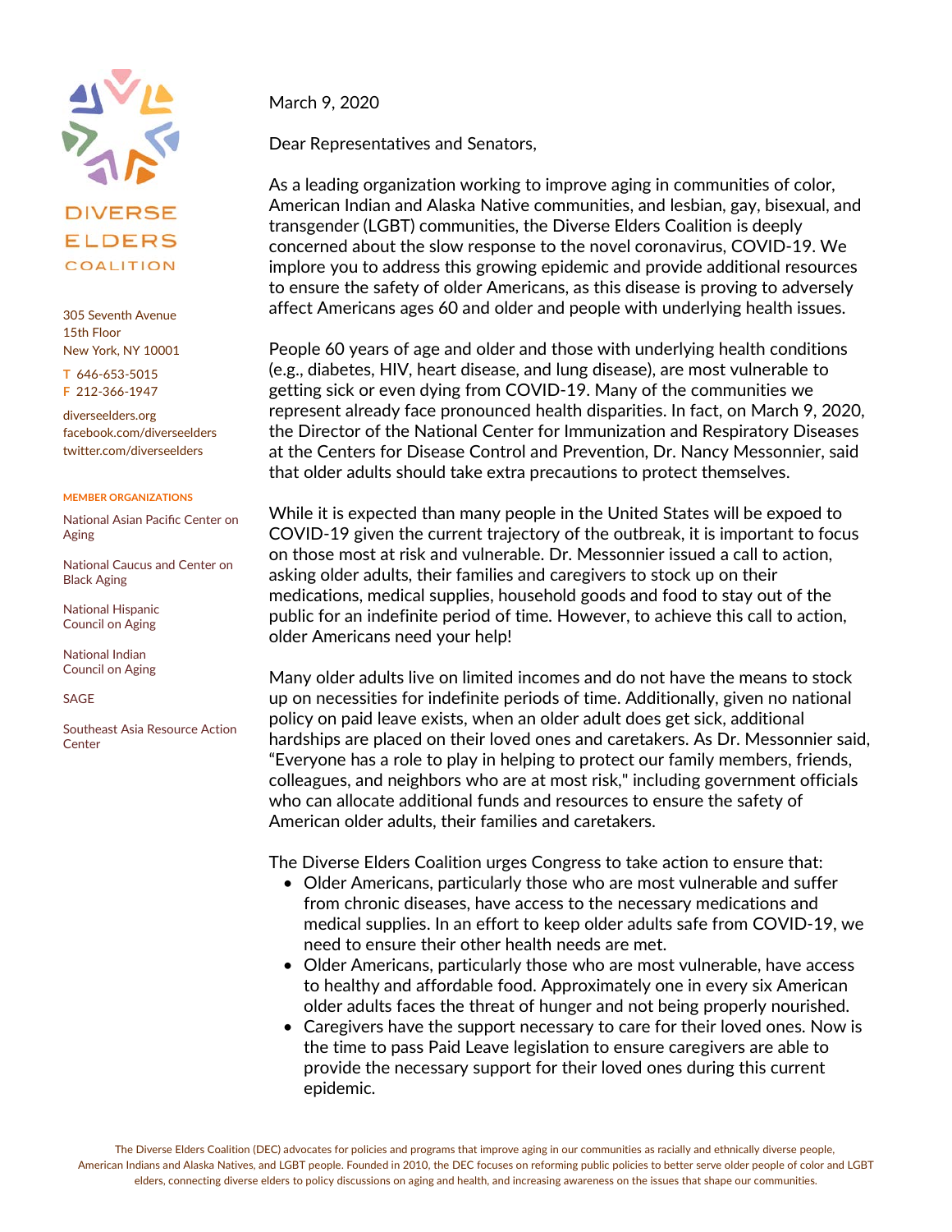DIVERSE ELDERS COALITION

305 Seventh Avenue
15th Floor
New York, NY 10001

T 646-653-5015
F 212-366-1947

diverseelders.org
facebook.com/diverseelders
twitter.com/diverseelders

**MEMBER ORGANIZATIONS**

National Asian Pacific Center on Aging

National Caucus and Center on Black Aging

National Hispanic Council on Aging

National Indian Council on Aging

SAGE

Southeast Asia Resource Action Center

March 9, 2020

Dear Representatives and Senators,

As a leading organization working to improve aging in communities of color, American Indian and Alaska Native communities, and lesbian, gay, bisexual, and transgender (LGBT) communities, the Diverse Elders Coalition is deeply concerned about the slow response to the novel coronavirus, COVID-19. We implore you to address this growing epidemic and provide additional resources to ensure the safety of older Americans, as this disease is proving to adversely affect Americans ages 60 and older and people with underlying health issues.

People 60 years of age and older and those with underlying health conditions (e.g., diabetes, HIV, heart disease, and lung disease), are most vulnerable to getting sick or even dying from COVID-19. Many of the communities we represent already face pronounced health disparities. In fact, on March 9, 2020, the Director of the National Center for Immunization and Respiratory Diseases at the Centers for Disease Control and Prevention, Dr. Nancy Messonnier, said that older adults should take extra precautions to protect themselves.

While it is expected than many people in the United States will be expoed to COVID-19 given the current trajectory of the outbreak, it is important to focus on those most at risk and vulnerable. Dr. Messonnier issued a call to action, asking older adults, their families and caregivers to stock up on their medications, medical supplies, household goods and food to stay out of the public for an indefinite period of time. However, to achieve this call to action, older Americans need your help!

Many older adults live on limited incomes and do not have the means to stock up on necessities for indefinite periods of time. Additionally, given no national policy on paid leave exists, when an older adult does get sick, additional hardships are placed on their loved ones and caretakers. As Dr. Messonnier said, "Everyone has a role to play in helping to protect our family members, friends, colleagues, and neighbors who are at most risk," including government officials who can allocate additional funds and resources to ensure the safety of American older adults, their families and caretakers.

The Diverse Elders Coalition urges Congress to take action to ensure that:

- Older Americans, particularly those who are most vulnerable and suffer from chronic diseases, have access to the necessary medications and medical supplies. In an effort to keep older adults safe from COVID-19, we need to ensure their other health needs are met.
- Older Americans, particularly those who are most vulnerable, have access to healthy and affordable food. Approximately one in every six American older adults faces the threat of hunger and not being properly nourished.
- Caregivers have the support necessary to care for their loved ones. Now is the time to pass Paid Leave legislation to ensure caregivers are able to provide the necessary support for their loved ones during this current epidemic.

The Diverse Elders Coalition (DEC) advocates for policies and programs that improve aging in our communities as racially and ethnically diverse people, American Indians and Alaska Natives, and LGBT people. Founded in 2010, the DEC focuses on reforming public policies to better serve older people of color and LGBT elders, connecting diverse elders to policy discussions on aging and health, and increasing awareness on the issues that shape our communities.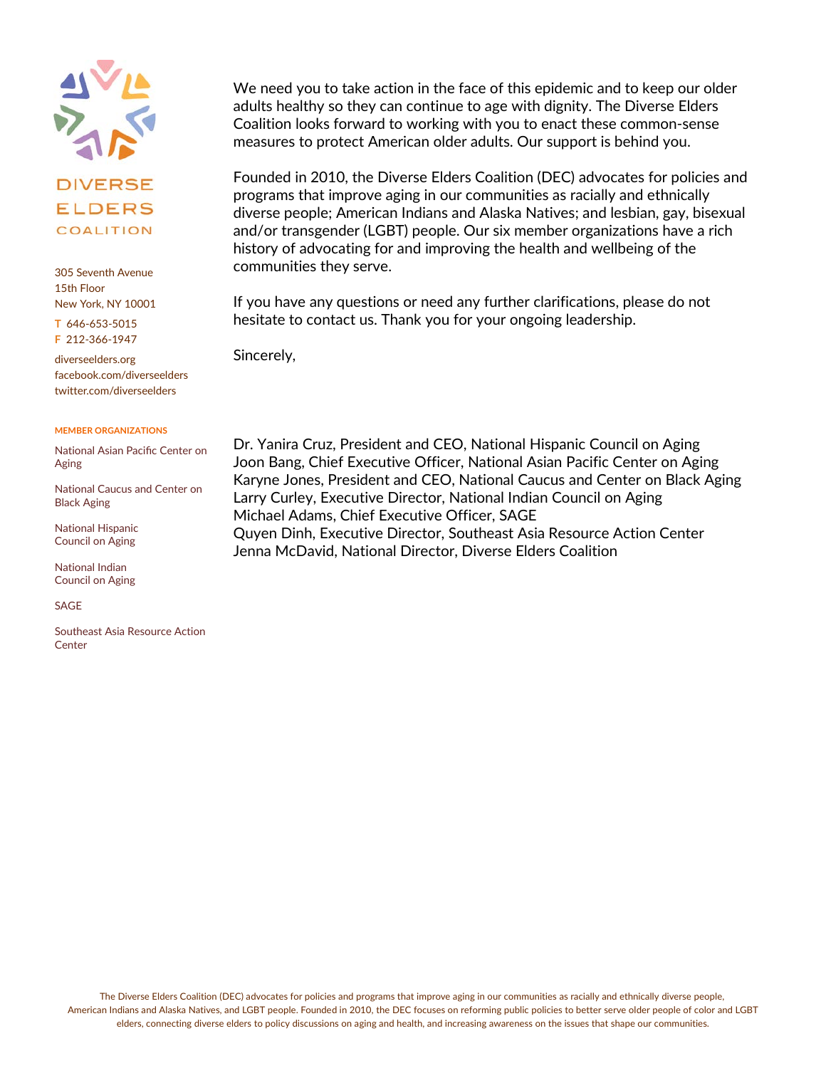DIVERSE ELDERS COALITION

305 Seventh Avenue
15th Floor
New York, NY 10001

T 646-653-5015
F 212-366-1947

diverseelders.org
facebook.com/diverseelders
twitter.com/diverseelders

**MEMBER ORGANIZATIONS**

National Asian Pacific Center on Aging

National Caucus and Center on Black Aging

National Hispanic Council on Aging

National Indian Council on Aging

SAGE

Southeast Asia Resource Action Center

We need you to take action in the face of this epidemic and to keep our older adults healthy so they can continue to age with dignity. The Diverse Elders Coalition looks forward to working with you to enact these common-sense measures to protect American older adults. Our support is behind you.

Founded in 2010, the Diverse Elders Coalition (DEC) advocates for policies and programs that improve aging in our communities as racially and ethnically diverse people; American Indians and Alaska Natives; and lesbian, gay, bisexual and/or transgender (LGBT) people. Our six member organizations have a rich history of advocating for and improving the health and wellbeing of the communities they serve.

If you have any questions or need any further clarifications, please do not hesitate to contact us. Thank you for your ongoing leadership.

Sincerely,

Dr. Yanira Cruz, President and CEO, National Hispanic Council on Aging
Joon Bang, Chief Executive Officer, National Asian Pacific Center on Aging
Karyne Jones, President and CEO, National Caucus and Center on Black Aging
Larry Curley, Executive Director, National Indian Council on Aging
Michael Adams, Chief Executive Officer, SAGE
Quyen Dinh, Executive Director, Southeast Asia Resource Action Center
Jenna McDavid, National Director, Diverse Elders Coalition

The Diverse Elders Coalition (DEC) advocates for policies and programs that improve aging in our communities as racially and ethnically diverse people, American Indians and Alaska Natives, and LGBT people. Founded in 2010, the DEC focuses on reforming public policies to better serve older people of color and LGBT elders, connecting diverse elders to policy discussions on aging and health, and increasing awareness on the issues that shape our communities.